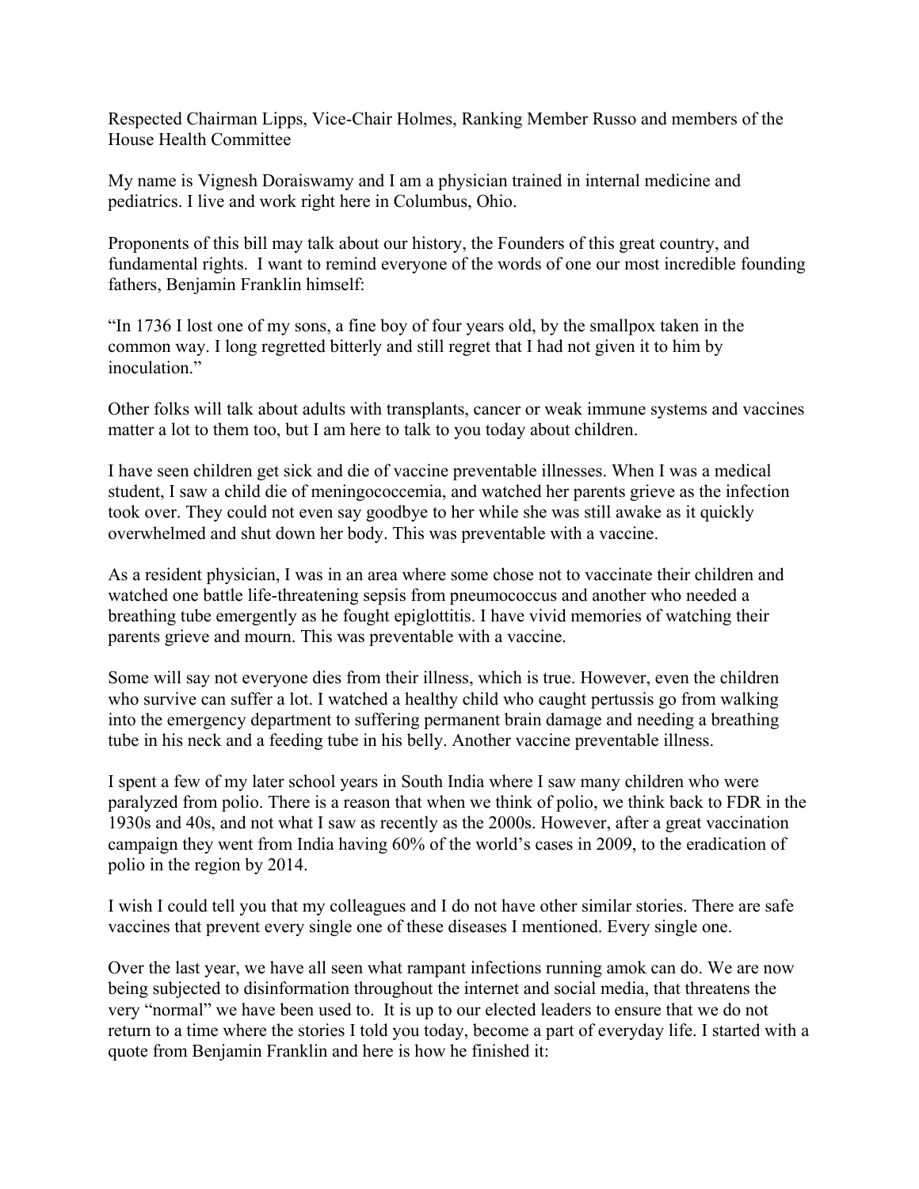Respected Chairman Lipps, Vice-Chair Holmes, Ranking Member Russo and members of the House Health Committee

My name is Vignesh Doraiswamy and I am a physician trained in internal medicine and pediatrics. I live and work right here in Columbus, Ohio.

Proponents of this bill may talk about our history, the Founders of this great country, and fundamental rights. I want to remind everyone of the words of one our most incredible founding fathers, Benjamin Franklin himself:

"In 1736 I lost one of my sons, a fine boy of four years old, by the smallpox taken in the common way. I long regretted bitterly and still regret that I had not given it to him by inoculation."

Other folks will talk about adults with transplants, cancer or weak immune systems and vaccines matter a lot to them too, but I am here to talk to you today about children.

I have seen children get sick and die of vaccine preventable illnesses. When I was a medical student, I saw a child die of meningococcemia, and watched her parents grieve as the infection took over. They could not even say goodbye to her while she was still awake as it quickly overwhelmed and shut down her body. This was preventable with a vaccine.

As a resident physician, I was in an area where some chose not to vaccinate their children and watched one battle life-threatening sepsis from pneumococcus and another who needed a breathing tube emergently as he fought epiglottitis. I have vivid memories of watching their parents grieve and mourn. This was preventable with a vaccine.

Some will say not everyone dies from their illness, which is true. However, even the children who survive can suffer a lot. I watched a healthy child who caught pertussis go from walking into the emergency department to suffering permanent brain damage and needing a breathing tube in his neck and a feeding tube in his belly. Another vaccine preventable illness.

I spent a few of my later school years in South India where I saw many children who were paralyzed from polio. There is a reason that when we think of polio, we think back to FDR in the 1930s and 40s, and not what I saw as recently as the 2000s. However, after a great vaccination campaign they went from India having 60% of the world's cases in 2009, to the eradication of polio in the region by 2014.

I wish I could tell you that my colleagues and I do not have other similar stories. There are safe vaccines that prevent every single one of these diseases I mentioned. Every single one.

Over the last year, we have all seen what rampant infections running amok can do. We are now being subjected to disinformation throughout the internet and social media, that threatens the very "normal" we have been used to. It is up to our elected leaders to ensure that we do not return to a time where the stories I told you today, become a part of everyday life. I started with a quote from Benjamin Franklin and here is how he finished it: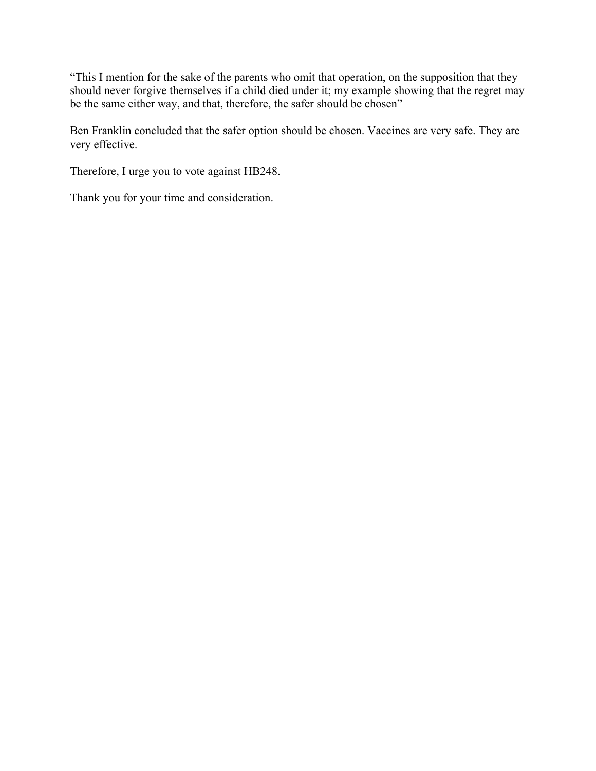“This I mention for the sake of the parents who omit that operation, on the supposition that they should never forgive themselves if a child died under it; my example showing that the regret may be the same either way, and that, therefore, the safer should be chosen”

Ben Franklin concluded that the safer option should be chosen. Vaccines are very safe. They are very effective.

Therefore, I urge you to vote against HB248.

Thank you for your time and consideration.